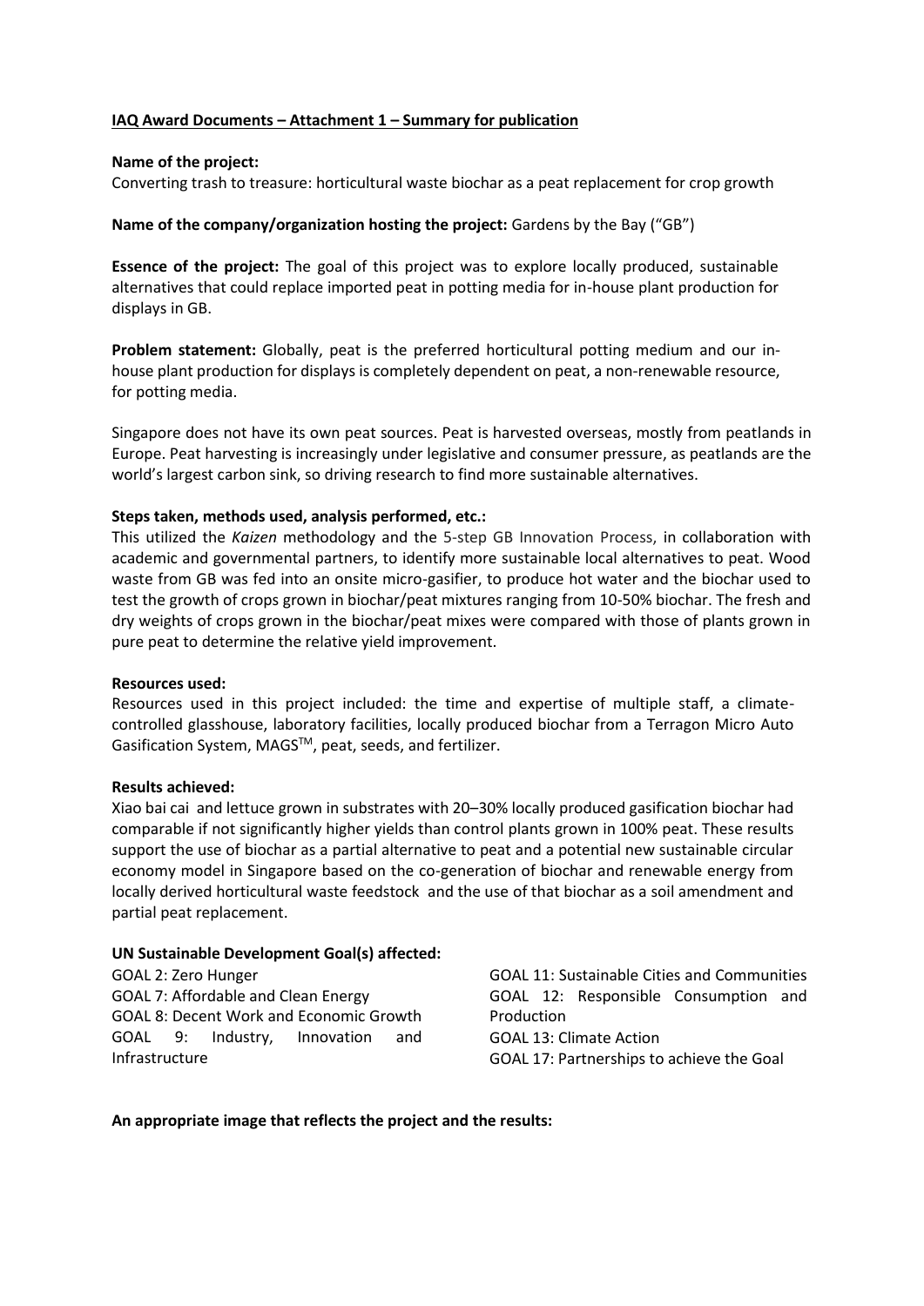**IAQ Award Documents – Attachment 1 – Summary for publication**

**Name of the project:**
Converting trash to treasure: horticultural waste biochar as a peat replacement for crop growth

**Name of the company/organization hosting the project:** Gardens by the Bay ("GB")

**Essence of the project:** The goal of this project was to explore locally produced, sustainable alternatives that could replace imported peat in potting media for in-house plant production for displays in GB.

**Problem statement:** Globally, peat is the preferred horticultural potting medium and our in-house plant production for displays is completely dependent on peat, a non-renewable resource, for potting media.

Singapore does not have its own peat sources. Peat is harvested overseas, mostly from peatlands in Europe. Peat harvesting is increasingly under legislative and consumer pressure, as peatlands are the world's largest carbon sink, so driving research to find more sustainable alternatives.

**Steps taken, methods used, analysis performed, etc.:**
This utilized the *Kaizen* methodology and the 5-step GB Innovation Process, in collaboration with academic and governmental partners, to identify more sustainable local alternatives to peat. Wood waste from GB was fed into an onsite micro-gasifier, to produce hot water and the biochar used to test the growth of crops grown in biochar/peat mixtures ranging from 10-50% biochar. The fresh and dry weights of crops grown in the biochar/peat mixes were compared with those of plants grown in pure peat to determine the relative yield improvement.

**Resources used:**
Resources used in this project included: the time and expertise of multiple staff, a climate-controlled glasshouse, laboratory facilities, locally produced biochar from a Terragon Micro Auto Gasification System, MAGS™, peat, seeds, and fertilizer.

**Results achieved:**
Xiao bai cai and lettuce grown in substrates with 20–30% locally produced gasification biochar had comparable if not significantly higher yields than control plants grown in 100% peat. These results support the use of biochar as a partial alternative to peat and a potential new sustainable circular economy model in Singapore based on the co-generation of biochar and renewable energy from locally derived horticultural waste feedstock and the use of that biochar as a soil amendment and partial peat replacement.

**UN Sustainable Development Goal(s) affected:**

GOAL 2: Zero Hunger
GOAL 7: Affordable and Clean Energy
GOAL 8: Decent Work and Economic Growth
GOAL 9: Industry, Innovation and Infrastructure
GOAL 11: Sustainable Cities and Communities
GOAL 12: Responsible Consumption and Production
GOAL 13: Climate Action
GOAL 17: Partnerships to achieve the Goal

**An appropriate image that reflects the project and the results:**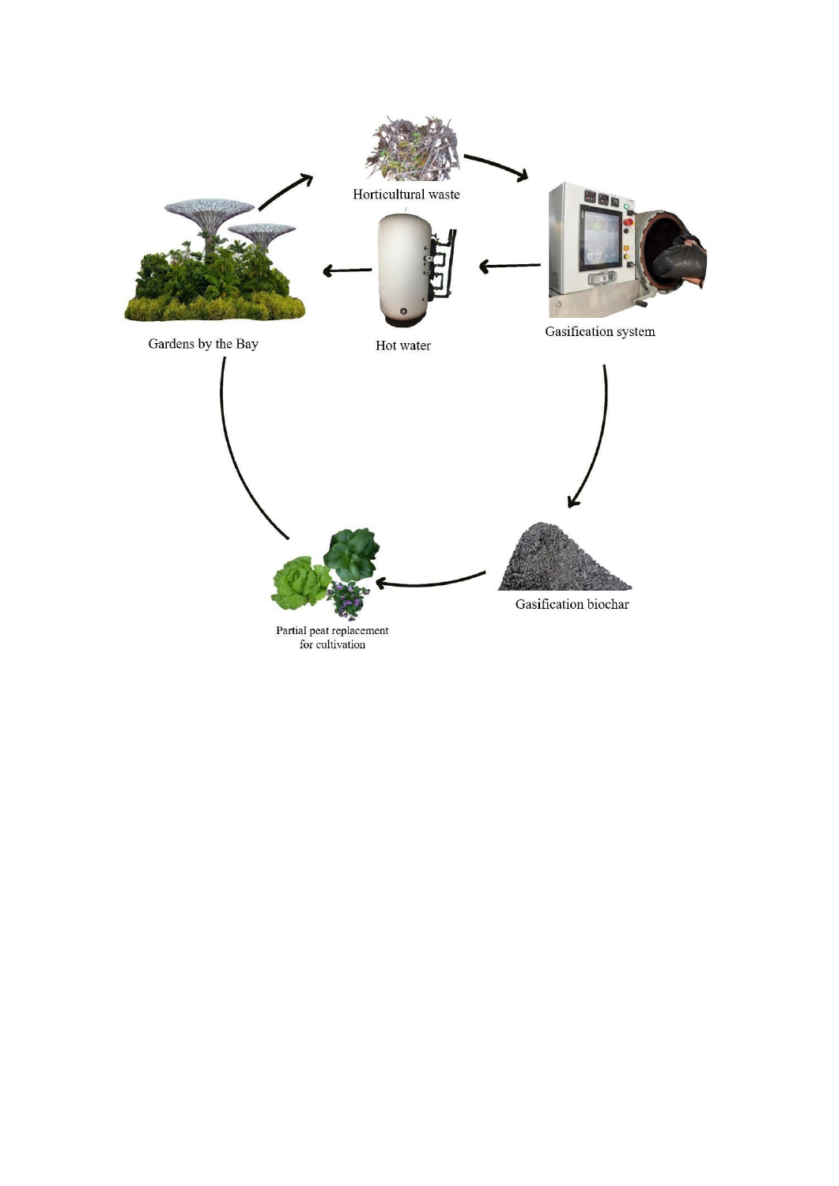Horticultural waste

Gasification system

Hot water

Gardens by the Bay

Gasification biochar

Partial peat replacement for cultivation